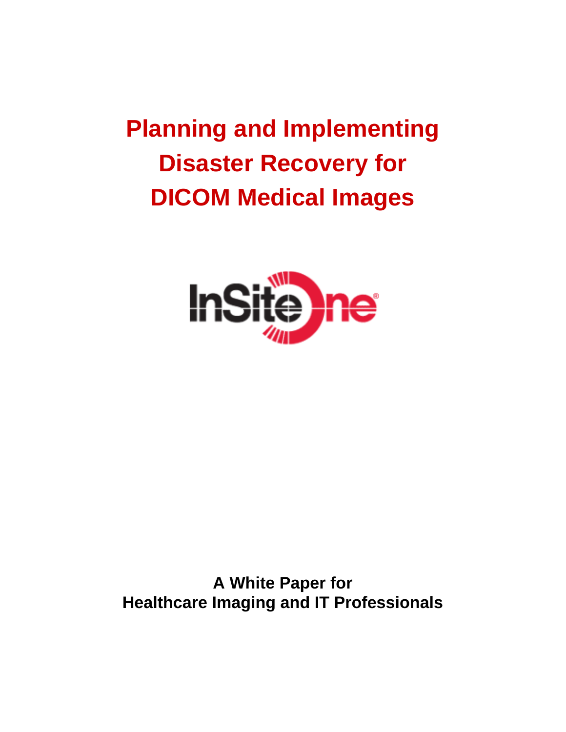# Planning and Implementing Disaster Recovery for DICOM Medical Images

InSite One®

**A White Paper for**
**Healthcare Imaging and IT Professionals**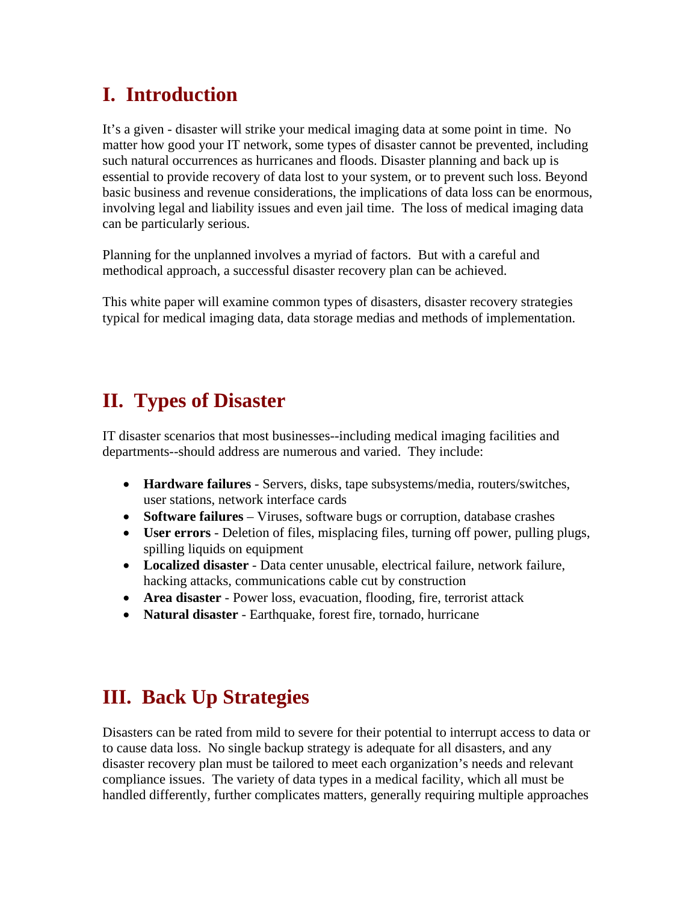## I. Introduction

It's a given - disaster will strike your medical imaging data at some point in time. No matter how good your IT network, some types of disaster cannot be prevented, including such natural occurrences as hurricanes and floods. Disaster planning and back up is essential to provide recovery of data lost to your system, or to prevent such loss. Beyond basic business and revenue considerations, the implications of data loss can be enormous, involving legal and liability issues and even jail time. The loss of medical imaging data can be particularly serious.

Planning for the unplanned involves a myriad of factors. But with a careful and methodical approach, a successful disaster recovery plan can be achieved.

This white paper will examine common types of disasters, disaster recovery strategies typical for medical imaging data, data storage medias and methods of implementation.

## II. Types of Disaster

IT disaster scenarios that most businesses--including medical imaging facilities and departments--should address are numerous and varied. They include:

- **Hardware failures** - Servers, disks, tape subsystems/media, routers/switches, user stations, network interface cards
- **Software failures** – Viruses, software bugs or corruption, database crashes
- **User errors** - Deletion of files, misplacing files, turning off power, pulling plugs, spilling liquids on equipment
- **Localized disaster** - Data center unusable, electrical failure, network failure, hacking attacks, communications cable cut by construction
- **Area disaster** - Power loss, evacuation, flooding, fire, terrorist attack
- **Natural disaster** - Earthquake, forest fire, tornado, hurricane

## III. Back Up Strategies

Disasters can be rated from mild to severe for their potential to interrupt access to data or to cause data loss. No single backup strategy is adequate for all disasters, and any disaster recovery plan must be tailored to meet each organization's needs and relevant compliance issues. The variety of data types in a medical facility, which all must be handled differently, further complicates matters, generally requiring multiple approaches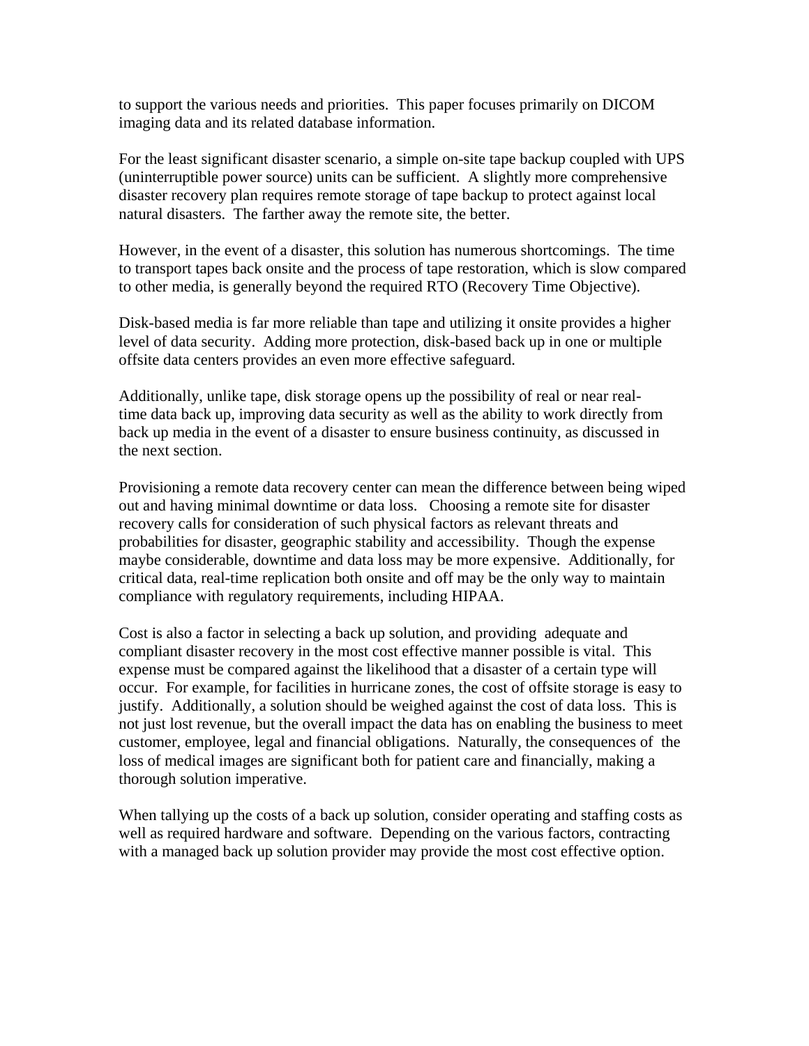to support the various needs and priorities. This paper focuses primarily on DICOM imaging data and its related database information.

For the least significant disaster scenario, a simple on-site tape backup coupled with UPS (uninterruptible power source) units can be sufficient. A slightly more comprehensive disaster recovery plan requires remote storage of tape backup to protect against local natural disasters. The farther away the remote site, the better.

However, in the event of a disaster, this solution has numerous shortcomings. The time to transport tapes back onsite and the process of tape restoration, which is slow compared to other media, is generally beyond the required RTO (Recovery Time Objective).

Disk-based media is far more reliable than tape and utilizing it onsite provides a higher level of data security. Adding more protection, disk-based back up in one or multiple offsite data centers provides an even more effective safeguard.

Additionally, unlike tape, disk storage opens up the possibility of real or near real-time data back up, improving data security as well as the ability to work directly from back up media in the event of a disaster to ensure business continuity, as discussed in the next section.

Provisioning a remote data recovery center can mean the difference between being wiped out and having minimal downtime or data loss. Choosing a remote site for disaster recovery calls for consideration of such physical factors as relevant threats and probabilities for disaster, geographic stability and accessibility. Though the expense maybe considerable, downtime and data loss may be more expensive. Additionally, for critical data, real-time replication both onsite and off may be the only way to maintain compliance with regulatory requirements, including HIPAA.

Cost is also a factor in selecting a back up solution, and providing adequate and compliant disaster recovery in the most cost effective manner possible is vital. This expense must be compared against the likelihood that a disaster of a certain type will occur. For example, for facilities in hurricane zones, the cost of offsite storage is easy to justify. Additionally, a solution should be weighed against the cost of data loss. This is not just lost revenue, but the overall impact the data has on enabling the business to meet customer, employee, legal and financial obligations. Naturally, the consequences of the loss of medical images are significant both for patient care and financially, making a thorough solution imperative.

When tallying up the costs of a back up solution, consider operating and staffing costs as well as required hardware and software. Depending on the various factors, contracting with a managed back up solution provider may provide the most cost effective option.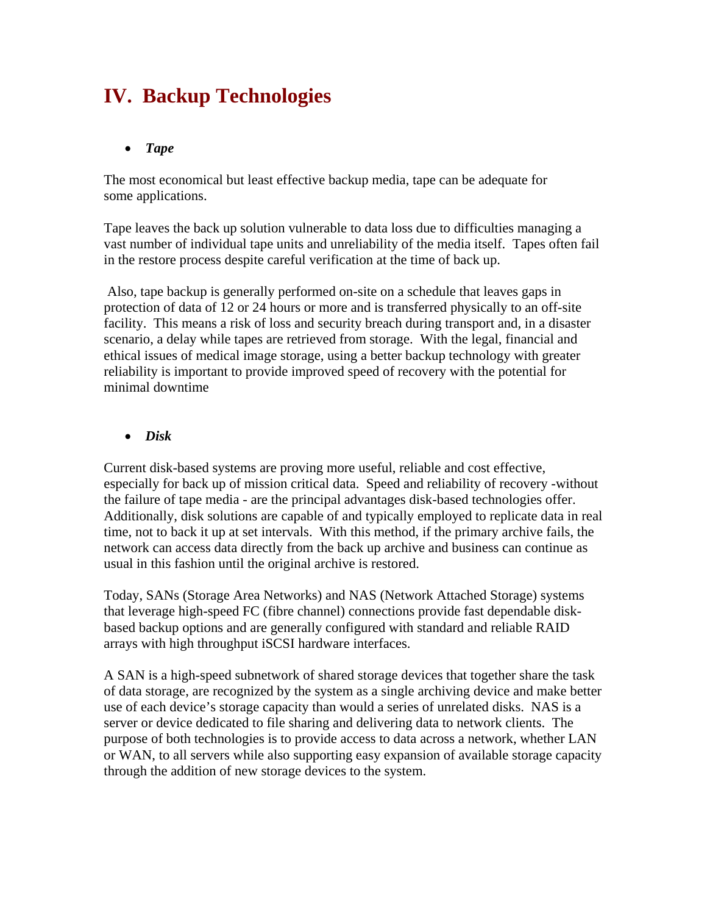# IV. Backup Technologies

- ***Tape***

The most economical but least effective backup media, tape can be adequate for some applications.

Tape leaves the back up solution vulnerable to data loss due to difficulties managing a vast number of individual tape units and unreliability of the media itself. Tapes often fail in the restore process despite careful verification at the time of back up.

Also, tape backup is generally performed on-site on a schedule that leaves gaps in protection of data of 12 or 24 hours or more and is transferred physically to an off-site facility. This means a risk of loss and security breach during transport and, in a disaster scenario, a delay while tapes are retrieved from storage. With the legal, financial and ethical issues of medical image storage, using a better backup technology with greater reliability is important to provide improved speed of recovery with the potential for minimal downtime

- ***Disk***

Current disk-based systems are proving more useful, reliable and cost effective, especially for back up of mission critical data. Speed and reliability of recovery -without the failure of tape media - are the principal advantages disk-based technologies offer. Additionally, disk solutions are capable of and typically employed to replicate data in real time, not to back it up at set intervals. With this method, if the primary archive fails, the network can access data directly from the back up archive and business can continue as usual in this fashion until the original archive is restored.

Today, SANs (Storage Area Networks) and NAS (Network Attached Storage) systems that leverage high-speed FC (fibre channel) connections provide fast dependable disk-based backup options and are generally configured with standard and reliable RAID arrays with high throughput iSCSI hardware interfaces.

A SAN is a high-speed subnetwork of shared storage devices that together share the task of data storage, are recognized by the system as a single archiving device and make better use of each device's storage capacity than would a series of unrelated disks. NAS is a server or device dedicated to file sharing and delivering data to network clients. The purpose of both technologies is to provide access to data across a network, whether LAN or WAN, to all servers while also supporting easy expansion of available storage capacity through the addition of new storage devices to the system.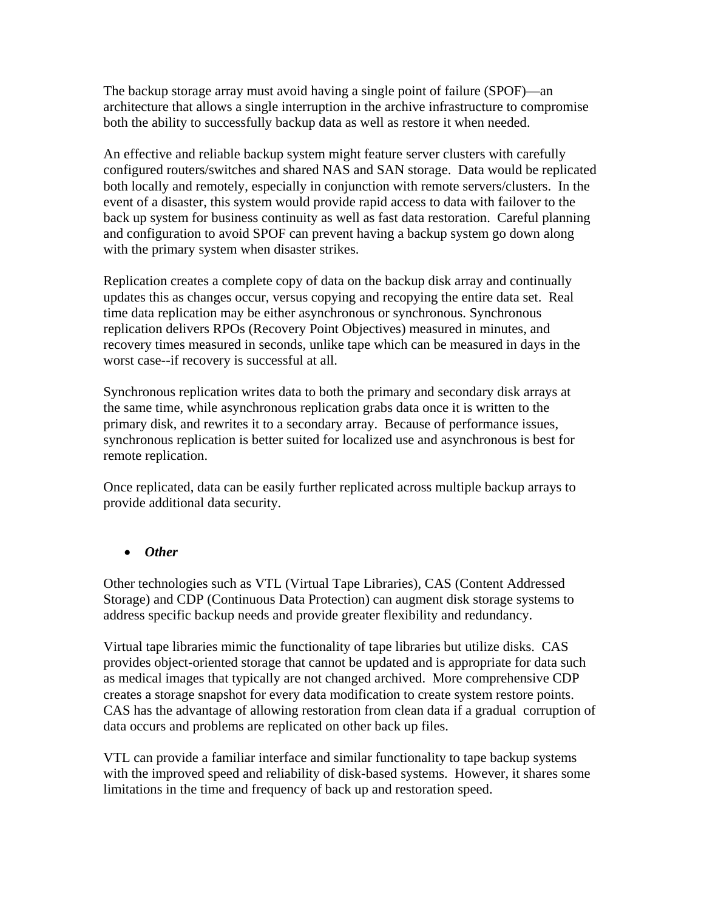The backup storage array must avoid having a single point of failure (SPOF)—an architecture that allows a single interruption in the archive infrastructure to compromise both the ability to successfully backup data as well as restore it when needed.

An effective and reliable backup system might feature server clusters with carefully configured routers/switches and shared NAS and SAN storage. Data would be replicated both locally and remotely, especially in conjunction with remote servers/clusters. In the event of a disaster, this system would provide rapid access to data with failover to the back up system for business continuity as well as fast data restoration. Careful planning and configuration to avoid SPOF can prevent having a backup system go down along with the primary system when disaster strikes.

Replication creates a complete copy of data on the backup disk array and continually updates this as changes occur, versus copying and recopying the entire data set. Real time data replication may be either asynchronous or synchronous. Synchronous replication delivers RPOs (Recovery Point Objectives) measured in minutes, and recovery times measured in seconds, unlike tape which can be measured in days in the worst case--if recovery is successful at all.

Synchronous replication writes data to both the primary and secondary disk arrays at the same time, while asynchronous replication grabs data once it is written to the primary disk, and rewrites it to a secondary array. Because of performance issues, synchronous replication is better suited for localized use and asynchronous is best for remote replication.

Once replicated, data can be easily further replicated across multiple backup arrays to provide additional data security.

- ***Other***

Other technologies such as VTL (Virtual Tape Libraries), CAS (Content Addressed Storage) and CDP (Continuous Data Protection) can augment disk storage systems to address specific backup needs and provide greater flexibility and redundancy.

Virtual tape libraries mimic the functionality of tape libraries but utilize disks. CAS provides object-oriented storage that cannot be updated and is appropriate for data such as medical images that typically are not changed archived. More comprehensive CDP creates a storage snapshot for every data modification to create system restore points. CAS has the advantage of allowing restoration from clean data if a gradual corruption of data occurs and problems are replicated on other back up files.

VTL can provide a familiar interface and similar functionality to tape backup systems with the improved speed and reliability of disk-based systems. However, it shares some limitations in the time and frequency of back up and restoration speed.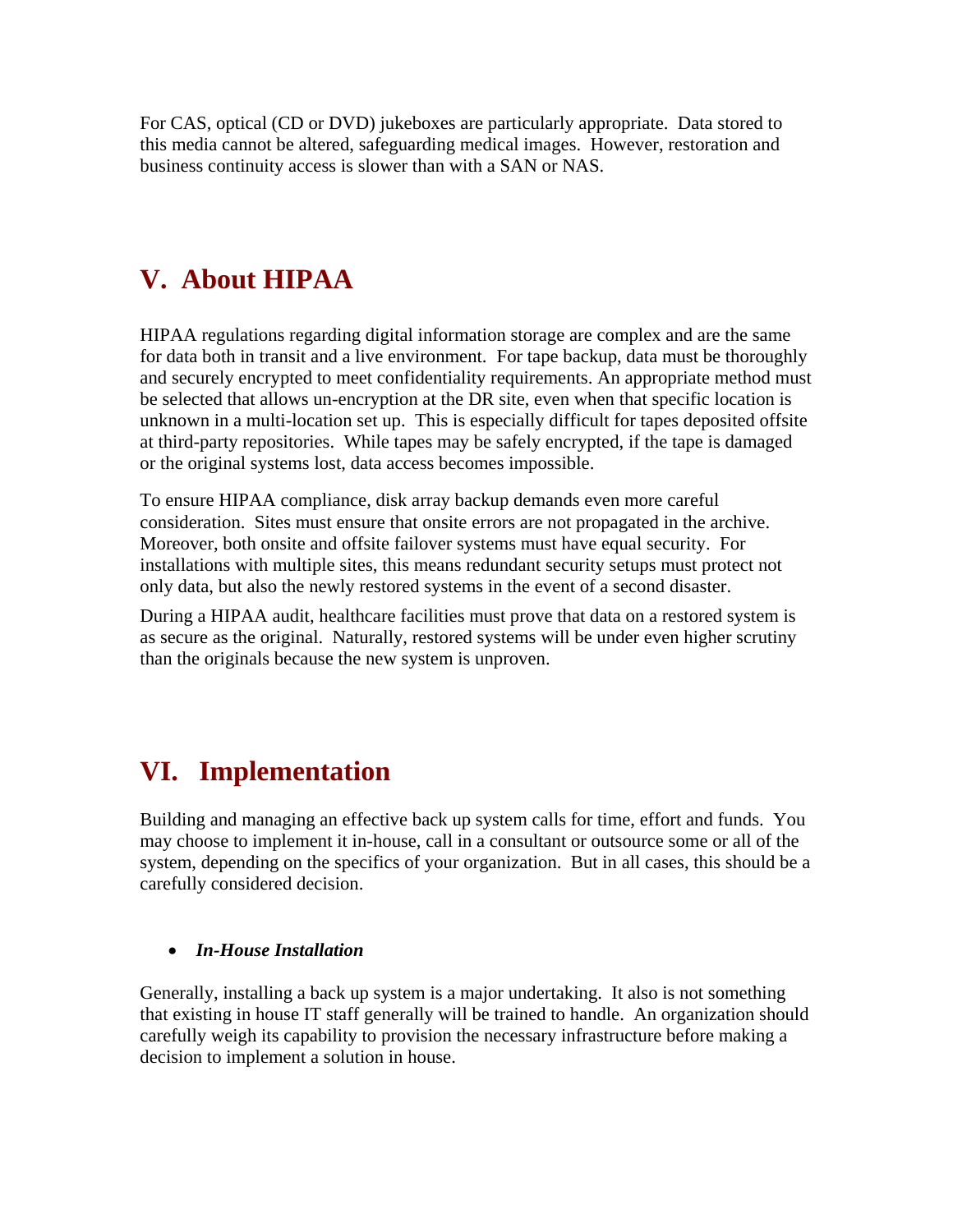For CAS, optical (CD or DVD) jukeboxes are particularly appropriate. Data stored to this media cannot be altered, safeguarding medical images. However, restoration and business continuity access is slower than with a SAN or NAS.

## V. About HIPAA

HIPAA regulations regarding digital information storage are complex and are the same for data both in transit and a live environment. For tape backup, data must be thoroughly and securely encrypted to meet confidentiality requirements. An appropriate method must be selected that allows un-encryption at the DR site, even when that specific location is unknown in a multi-location set up. This is especially difficult for tapes deposited offsite at third-party repositories. While tapes may be safely encrypted, if the tape is damaged or the original systems lost, data access becomes impossible.

To ensure HIPAA compliance, disk array backup demands even more careful consideration. Sites must ensure that onsite errors are not propagated in the archive. Moreover, both onsite and offsite failover systems must have equal security. For installations with multiple sites, this means redundant security setups must protect not only data, but also the newly restored systems in the event of a second disaster.

During a HIPAA audit, healthcare facilities must prove that data on a restored system is as secure as the original. Naturally, restored systems will be under even higher scrutiny than the originals because the new system is unproven.

## VI. Implementation

Building and managing an effective back up system calls for time, effort and funds. You may choose to implement it in-house, call in a consultant or outsource some or all of the system, depending on the specifics of your organization. But in all cases, this should be a carefully considered decision.

- ***In-House Installation***

Generally, installing a back up system is a major undertaking. It also is not something that existing in house IT staff generally will be trained to handle. An organization should carefully weigh its capability to provision the necessary infrastructure before making a decision to implement a solution in house.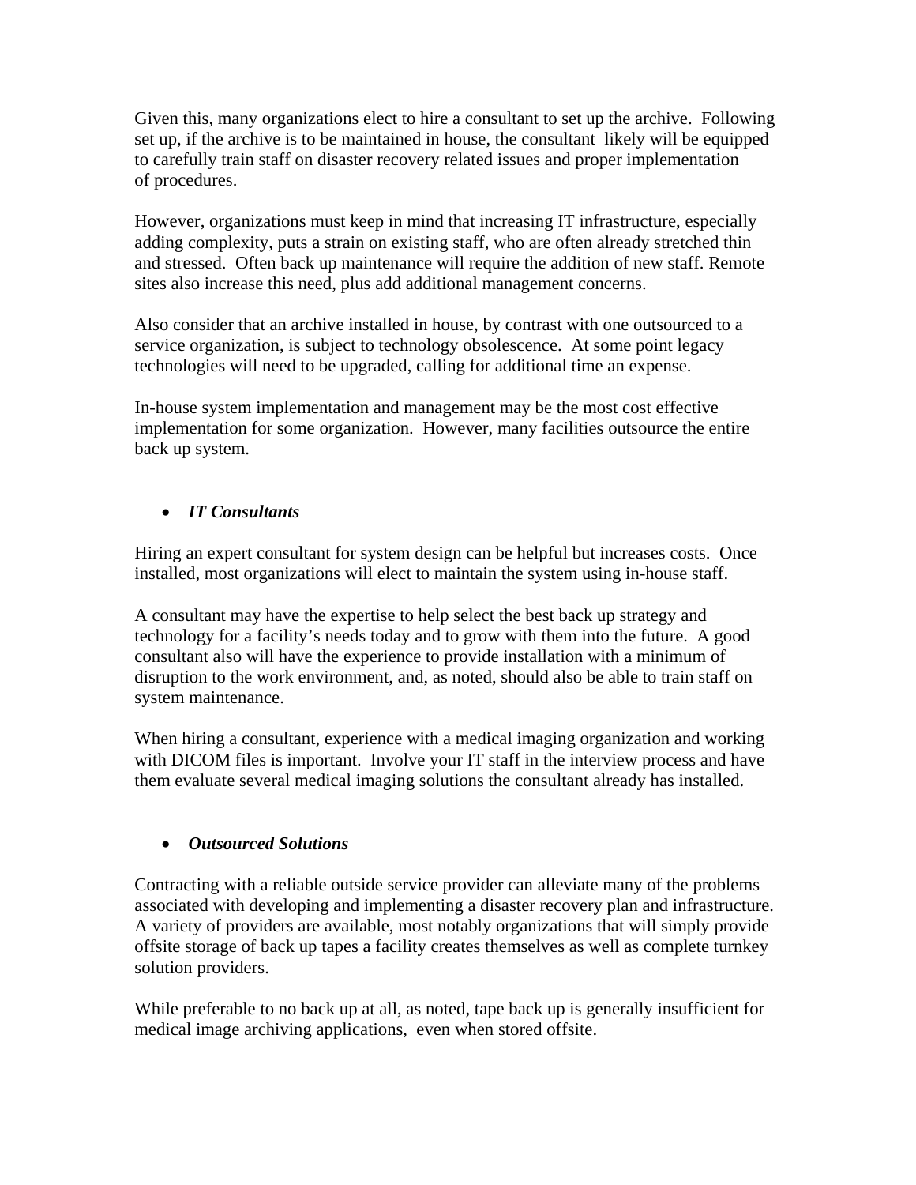Given this, many organizations elect to hire a consultant to set up the archive. Following set up, if the archive is to be maintained in house, the consultant likely will be equipped to carefully train staff on disaster recovery related issues and proper implementation of procedures.

However, organizations must keep in mind that increasing IT infrastructure, especially adding complexity, puts a strain on existing staff, who are often already stretched thin and stressed. Often back up maintenance will require the addition of new staff. Remote sites also increase this need, plus add additional management concerns.

Also consider that an archive installed in house, by contrast with one outsourced to a service organization, is subject to technology obsolescence. At some point legacy technologies will need to be upgraded, calling for additional time an expense.

In-house system implementation and management may be the most cost effective implementation for some organization. However, many facilities outsource the entire back up system.

- ***IT Consultants***

Hiring an expert consultant for system design can be helpful but increases costs. Once installed, most organizations will elect to maintain the system using in-house staff.

A consultant may have the expertise to help select the best back up strategy and technology for a facility's needs today and to grow with them into the future. A good consultant also will have the experience to provide installation with a minimum of disruption to the work environment, and, as noted, should also be able to train staff on system maintenance.

When hiring a consultant, experience with a medical imaging organization and working with DICOM files is important. Involve your IT staff in the interview process and have them evaluate several medical imaging solutions the consultant already has installed.

- ***Outsourced Solutions***

Contracting with a reliable outside service provider can alleviate many of the problems associated with developing and implementing a disaster recovery plan and infrastructure. A variety of providers are available, most notably organizations that will simply provide offsite storage of back up tapes a facility creates themselves as well as complete turnkey solution providers.

While preferable to no back up at all, as noted, tape back up is generally insufficient for medical image archiving applications, even when stored offsite.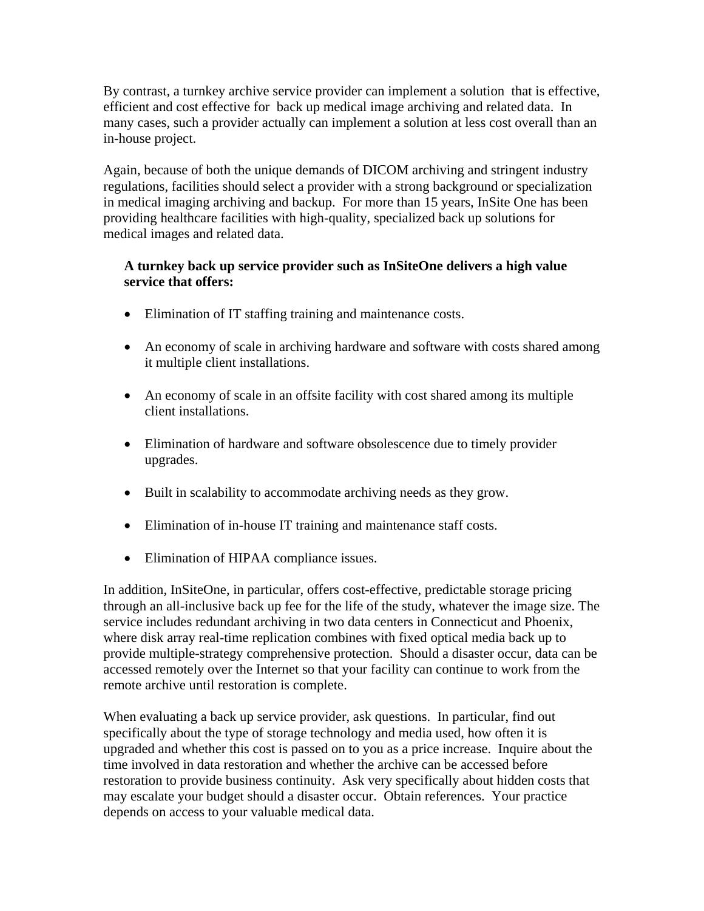By contrast, a turnkey archive service provider can implement a solution that is effective, efficient and cost effective for back up medical image archiving and related data. In many cases, such a provider actually can implement a solution at less cost overall than an in-house project.

Again, because of both the unique demands of DICOM archiving and stringent industry regulations, facilities should select a provider with a strong background or specialization in medical imaging archiving and backup. For more than 15 years, InSite One has been providing healthcare facilities with high-quality, specialized back up solutions for medical images and related data.

**A turnkey back up service provider such as InSiteOne delivers a high value service that offers:**

- Elimination of IT staffing training and maintenance costs.
- An economy of scale in archiving hardware and software with costs shared among it multiple client installations.
- An economy of scale in an offsite facility with cost shared among its multiple client installations.
- Elimination of hardware and software obsolescence due to timely provider upgrades.
- Built in scalability to accommodate archiving needs as they grow.
- Elimination of in-house IT training and maintenance staff costs.
- Elimination of HIPAA compliance issues.

In addition, InSiteOne, in particular, offers cost-effective, predictable storage pricing through an all-inclusive back up fee for the life of the study, whatever the image size. The service includes redundant archiving in two data centers in Connecticut and Phoenix, where disk array real-time replication combines with fixed optical media back up to provide multiple-strategy comprehensive protection. Should a disaster occur, data can be accessed remotely over the Internet so that your facility can continue to work from the remote archive until restoration is complete.

When evaluating a back up service provider, ask questions. In particular, find out specifically about the type of storage technology and media used, how often it is upgraded and whether this cost is passed on to you as a price increase. Inquire about the time involved in data restoration and whether the archive can be accessed before restoration to provide business continuity. Ask very specifically about hidden costs that may escalate your budget should a disaster occur. Obtain references. Your practice depends on access to your valuable medical data.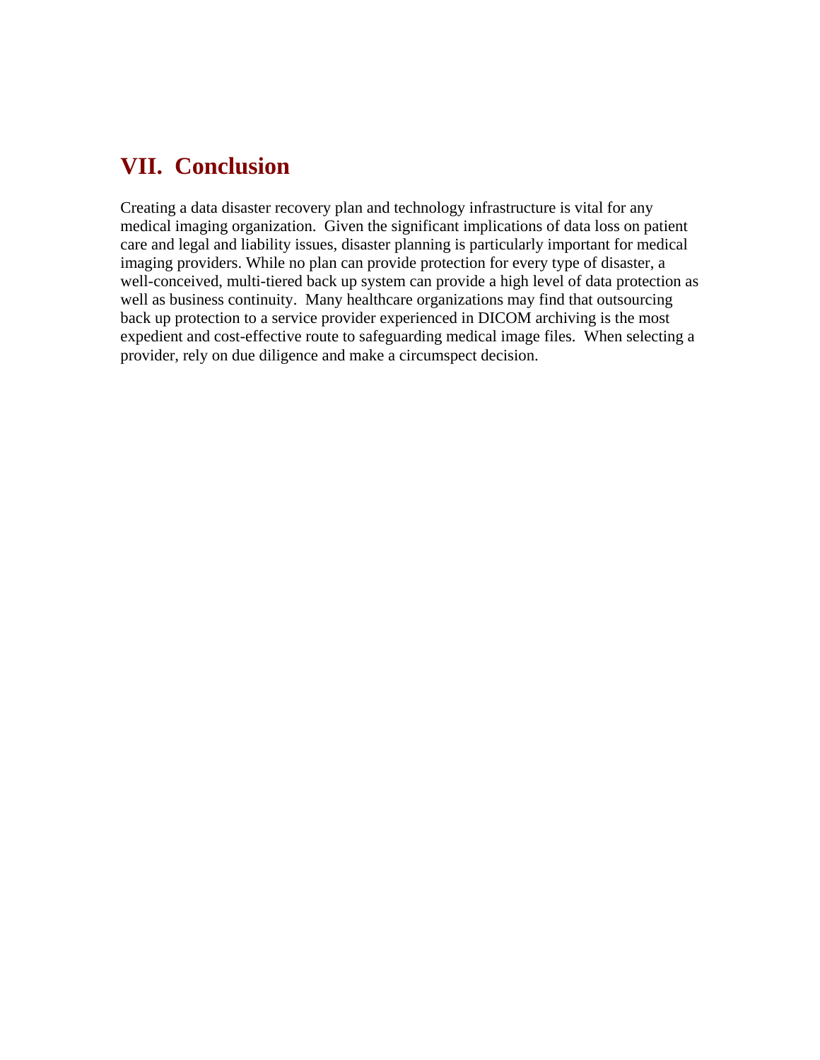## VII. Conclusion

Creating a data disaster recovery plan and technology infrastructure is vital for any medical imaging organization. Given the significant implications of data loss on patient care and legal and liability issues, disaster planning is particularly important for medical imaging providers. While no plan can provide protection for every type of disaster, a well-conceived, multi-tiered back up system can provide a high level of data protection as well as business continuity. Many healthcare organizations may find that outsourcing back up protection to a service provider experienced in DICOM archiving is the most expedient and cost-effective route to safeguarding medical image files. When selecting a provider, rely on due diligence and make a circumspect decision.